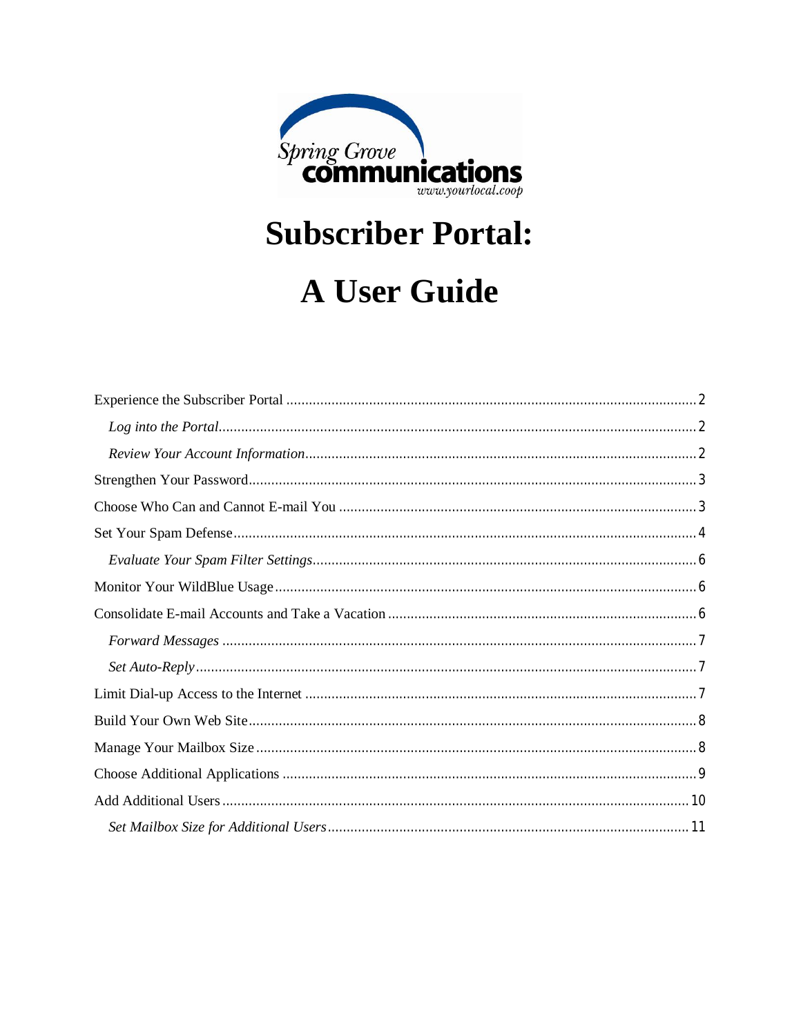Spring Grove communications
www.yourlocal.coop

# Subscriber Portal:

# A User Guide

Experience the Subscriber Portal ..... 2

*Log into the Portal* ..... 2

*Review Your Account Information* ..... 2

Strengthen Your Password ..... 3

Choose Who Can and Cannot E-mail You ..... 3

Set Your Spam Defense ..... 4

*Evaluate Your Spam Filter Settings* ..... 6

Monitor Your WildBlue Usage ..... 6

Consolidate E-mail Accounts and Take a Vacation ..... 6

*Forward Messages* ..... 7

*Set Auto-Reply* ..... 7

Limit Dial-up Access to the Internet ..... 7

Build Your Own Web Site ..... 8

Manage Your Mailbox Size ..... 8

Choose Additional Applications ..... 9

Add Additional Users ..... 10

*Set Mailbox Size for Additional Users* ..... 11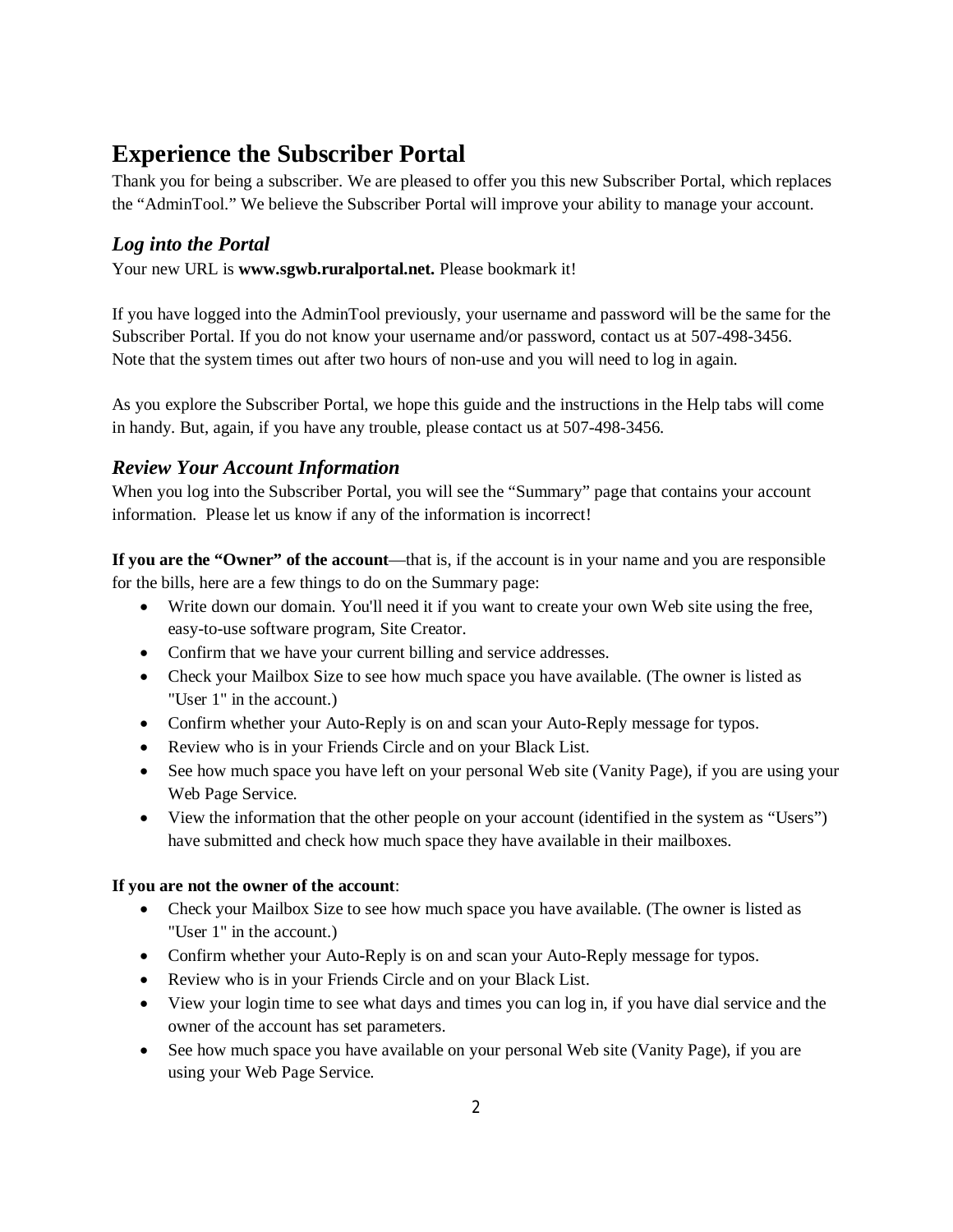# Experience the Subscriber Portal

Thank you for being a subscriber. We are pleased to offer you this new Subscriber Portal, which replaces the "AdminTool." We believe the Subscriber Portal will improve your ability to manage your account.

## *Log into the Portal*

Your new URL is **www.sgwb.ruralportal.net.** Please bookmark it!

If you have logged into the AdminTool previously, your username and password will be the same for the Subscriber Portal. If you do not know your username and/or password, contact us at 507-498-3456. Note that the system times out after two hours of non-use and you will need to log in again.

As you explore the Subscriber Portal, we hope this guide and the instructions in the Help tabs will come in handy. But, again, if you have any trouble, please contact us at 507-498-3456.

## *Review Your Account Information*

When you log into the Subscriber Portal, you will see the "Summary" page that contains your account information. Please let us know if any of the information is incorrect!

**If you are the "Owner" of the account**—that is, if the account is in your name and you are responsible for the bills, here are a few things to do on the Summary page:

- Write down our domain. You'll need it if you want to create your own Web site using the free, easy-to-use software program, Site Creator.
- Confirm that we have your current billing and service addresses.
- Check your Mailbox Size to see how much space you have available. (The owner is listed as "User 1" in the account.)
- Confirm whether your Auto-Reply is on and scan your Auto-Reply message for typos.
- Review who is in your Friends Circle and on your Black List.
- See how much space you have left on your personal Web site (Vanity Page), if you are using your Web Page Service.
- View the information that the other people on your account (identified in the system as "Users") have submitted and check how much space they have available in their mailboxes.

**If you are not the owner of the account**:

- Check your Mailbox Size to see how much space you have available. (The owner is listed as "User 1" in the account.)
- Confirm whether your Auto-Reply is on and scan your Auto-Reply message for typos.
- Review who is in your Friends Circle and on your Black List.
- View your login time to see what days and times you can log in, if you have dial service and the owner of the account has set parameters.
- See how much space you have available on your personal Web site (Vanity Page), if you are using your Web Page Service.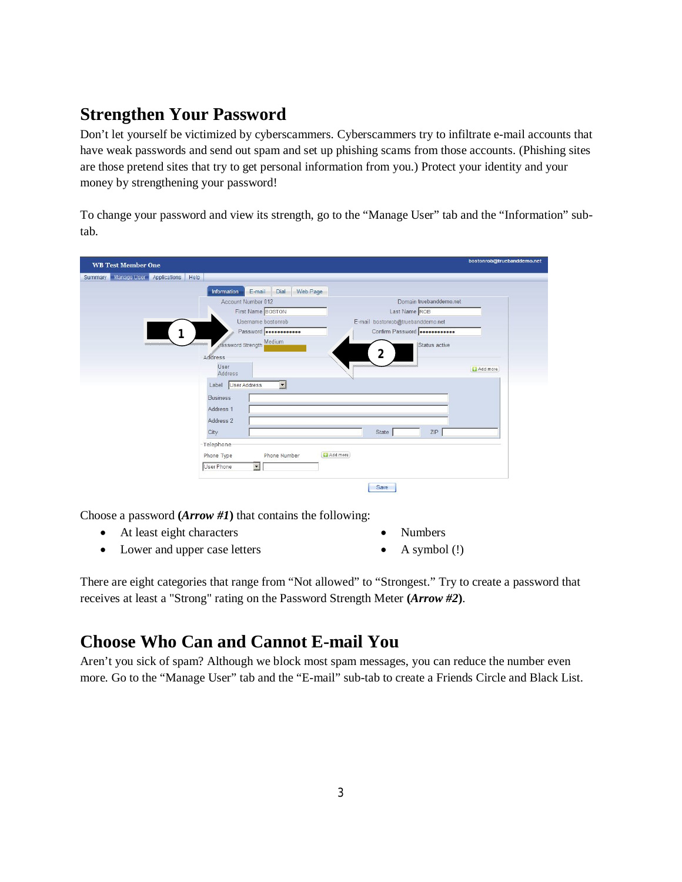## Strengthen Your Password

Don't let yourself be victimized by cyberscammers. Cyberscammers try to infiltrate e-mail accounts that have weak passwords and send out spam and set up phishing scams from those accounts. (Phishing sites are those pretend sites that try to get personal information from you.) Protect your identity and your money by strengthening your password!

To change your password and view its strength, go to the "Manage User" tab and the "Information" sub-tab.

Choose a password ***(Arrow #1)*** that contains the following:

- At least eight characters
- Lower and upper case letters
- Numbers
- A symbol (!)

There are eight categories that range from "Not allowed" to "Strongest." Try to create a password that receives at least a "Strong" rating on the Password Strength Meter ***(Arrow #2)***.

## Choose Who Can and Cannot E-mail You

Aren't you sick of spam? Although we block most spam messages, you can reduce the number even more. Go to the "Manage User" tab and the "E-mail" sub-tab to create a Friends Circle and Black List.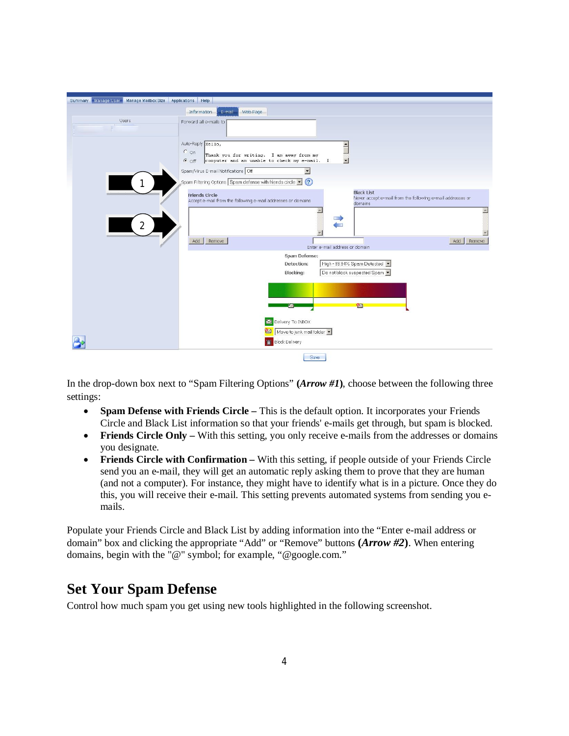In the drop-down box next to “Spam Filtering Options” **(*Arrow #1*)**, choose between the following three settings:

- **Spam Defense with Friends Circle –** This is the default option. It incorporates your Friends Circle and Black List information so that your friends' e-mails get through, but spam is blocked.
- **Friends Circle Only –** With this setting, you only receive e-mails from the addresses or domains you designate.
- **Friends Circle with Confirmation –** With this setting, if people outside of your Friends Circle send you an e-mail, they will get an automatic reply asking them to prove that they are human (and not a computer). For instance, they might have to identify what is in a picture. Once they do this, you will receive their e-mail. This setting prevents automated systems from sending you e-mails.

Populate your Friends Circle and Black List by adding information into the “Enter e-mail address or domain” box and clicking the appropriate “Add” or “Remove” buttons **(*Arrow #2*)**. When entering domains, begin with the "@" symbol; for example, “@google.com.”

## Set Your Spam Defense

Control how much spam you get using new tools highlighted in the following screenshot.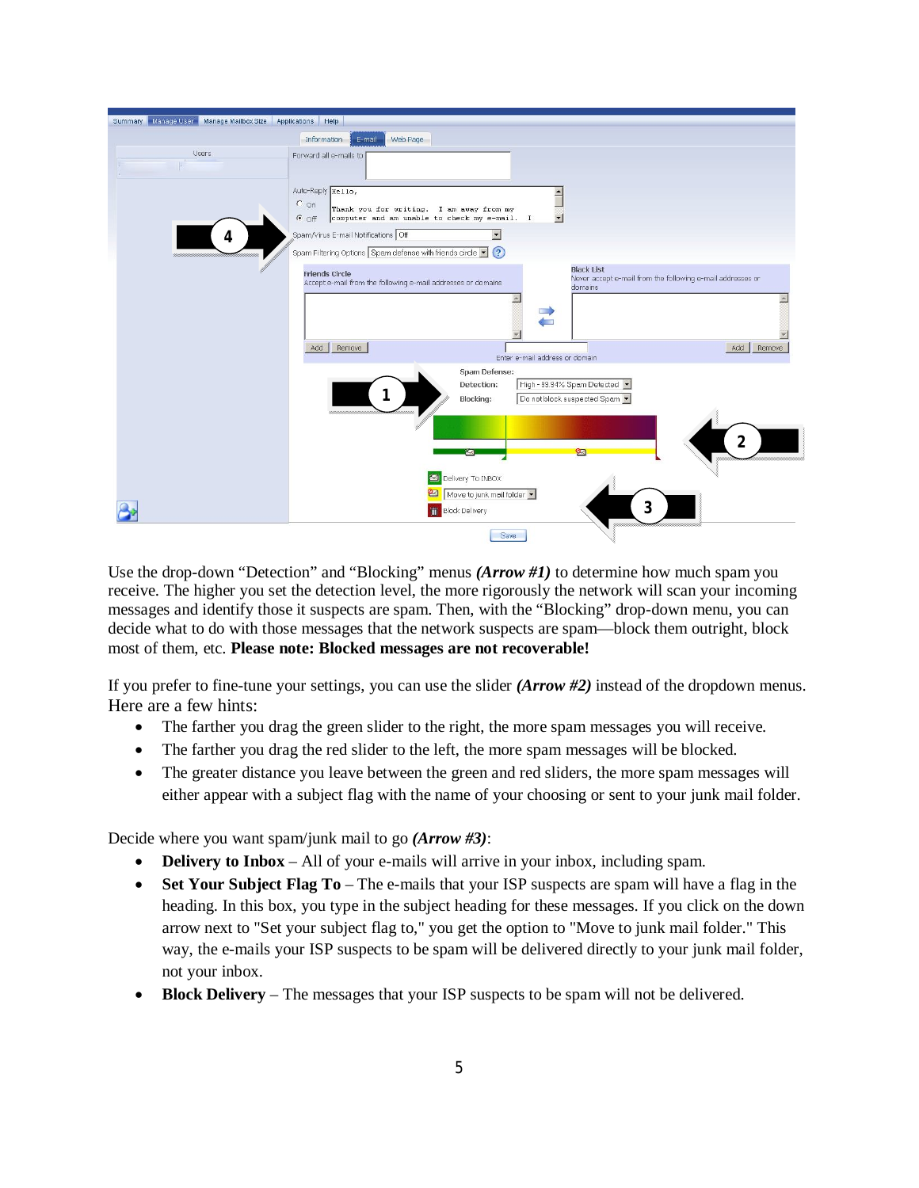Use the drop-down "Detection" and "Blocking" menus ***(Arrow #1)*** to determine how much spam you receive. The higher you set the detection level, the more rigorously the network will scan your incoming messages and identify those it suspects are spam. Then, with the "Blocking" drop-down menu, you can decide what to do with those messages that the network suspects are spam—block them outright, block most of them, etc. **Please note: Blocked messages are not recoverable!**

If you prefer to fine-tune your settings, you can use the slider ***(Arrow #2)*** instead of the dropdown menus. Here are a few hints:

- The farther you drag the green slider to the right, the more spam messages you will receive.
- The farther you drag the red slider to the left, the more spam messages will be blocked.
- The greater distance you leave between the green and red sliders, the more spam messages will either appear with a subject flag with the name of your choosing or sent to your junk mail folder.

Decide where you want spam/junk mail to go ***(Arrow #3)***:

- **Delivery to Inbox** – All of your e-mails will arrive in your inbox, including spam.
- **Set Your Subject Flag To** – The e-mails that your ISP suspects are spam will have a flag in the heading. In this box, you type in the subject heading for these messages. If you click on the down arrow next to "Set your subject flag to," you get the option to "Move to junk mail folder." This way, the e-mails your ISP suspects to be spam will be delivered directly to your junk mail folder, not your inbox.
- **Block Delivery** – The messages that your ISP suspects to be spam will not be delivered.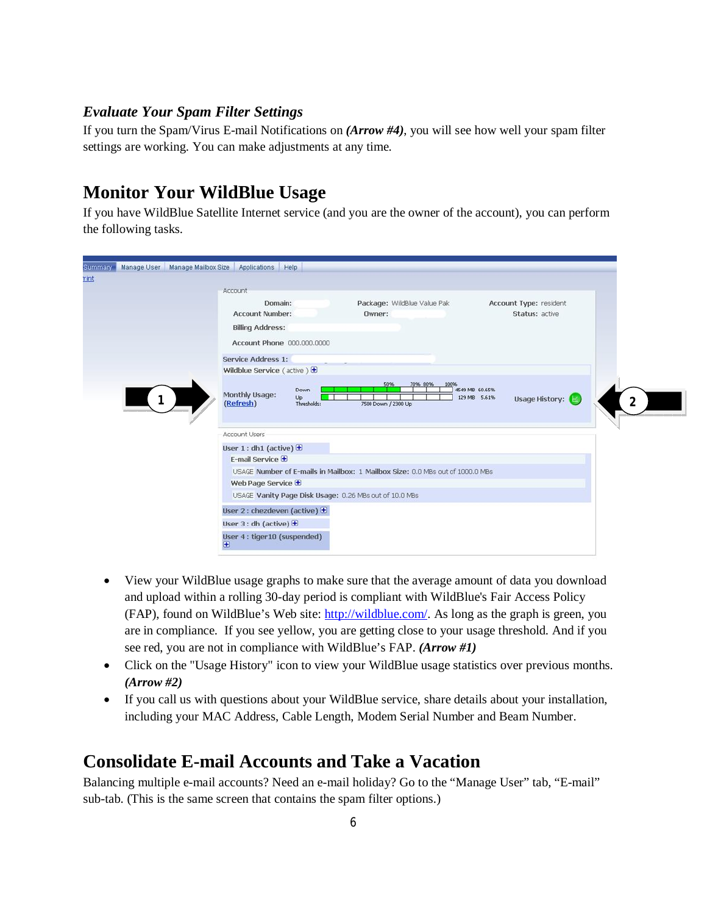### *Evaluate Your Spam Filter Settings*

If you turn the Spam/Virus E-mail Notifications on ***(Arrow #4)***, you will see how well your spam filter settings are working. You can make adjustments at any time.

## Monitor Your WildBlue Usage

If you have WildBlue Satellite Internet service (and you are the owner of the account), you can perform the following tasks.

- View your WildBlue usage graphs to make sure that the average amount of data you download and upload within a rolling 30-day period is compliant with WildBlue's Fair Access Policy (FAP), found on WildBlue's Web site: [http://wildblue.com/](http://wildblue.com/). As long as the graph is green, you are in compliance. If you see yellow, you are getting close to your usage threshold. And if you see red, you are not in compliance with WildBlue's FAP. ***(Arrow #1)***
- Click on the "Usage History" icon to view your WildBlue usage statistics over previous months. ***(Arrow #2)***
- If you call us with questions about your WildBlue service, share details about your installation, including your MAC Address, Cable Length, Modem Serial Number and Beam Number.

## Consolidate E-mail Accounts and Take a Vacation

Balancing multiple e-mail accounts? Need an e-mail holiday? Go to the "Manage User" tab, "E-mail" sub-tab. (This is the same screen that contains the spam filter options.)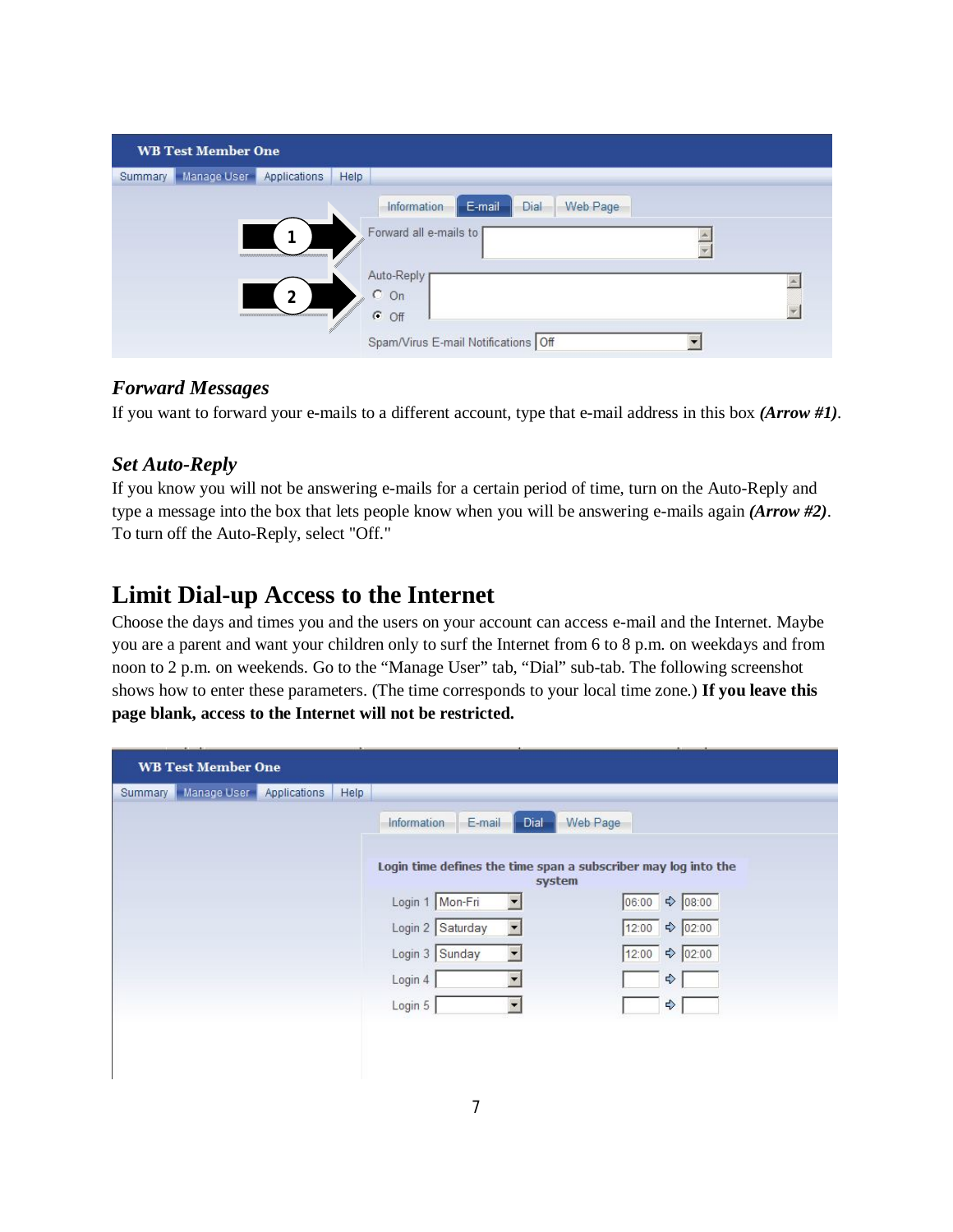### *Forward Messages*

If you want to forward your e-mails to a different account, type that e-mail address in this box ***(Arrow #1)***.

### *Set Auto-Reply*

If you know you will not be answering e-mails for a certain period of time, turn on the Auto-Reply and type a message into the box that lets people know when you will be answering e-mails again ***(Arrow #2)***. To turn off the Auto-Reply, select "Off."

## Limit Dial-up Access to the Internet

Choose the days and times you and the users on your account can access e-mail and the Internet. Maybe you are a parent and want your children only to surf the Internet from 6 to 8 p.m. on weekdays and from noon to 2 p.m. on weekends. Go to the "Manage User" tab, "Dial" sub-tab. The following screenshot shows how to enter these parameters. (The time corresponds to your local time zone.) **If you leave this page blank, access to the Internet will not be restricted.**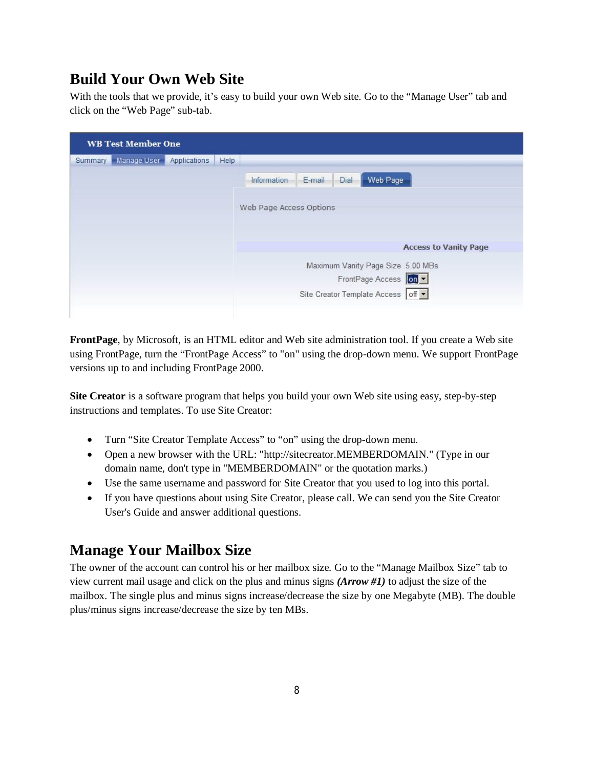## Build Your Own Web Site

With the tools that we provide, it's easy to build your own Web site. Go to the "Manage User" tab and click on the "Web Page" sub-tab.

**FrontPage**, by Microsoft, is an HTML editor and Web site administration tool. If you create a Web site using FrontPage, turn the "FrontPage Access" to "on" using the drop-down menu. We support FrontPage versions up to and including FrontPage 2000.

**Site Creator** is a software program that helps you build your own Web site using easy, step-by-step instructions and templates. To use Site Creator:

- Turn "Site Creator Template Access" to "on" using the drop-down menu.
- Open a new browser with the URL: "http://sitecreator.MEMBERDOMAIN." (Type in our domain name, don't type in "MEMBERDOMAIN" or the quotation marks.)
- Use the same username and password for Site Creator that you used to log into this portal.
- If you have questions about using Site Creator, please call. We can send you the Site Creator User's Guide and answer additional questions.

## Manage Your Mailbox Size

The owner of the account can control his or her mailbox size. Go to the "Manage Mailbox Size" tab to view current mail usage and click on the plus and minus signs ***(Arrow #1)*** to adjust the size of the mailbox. The single plus and minus signs increase/decrease the size by one Megabyte (MB). The double plus/minus signs increase/decrease the size by ten MBs.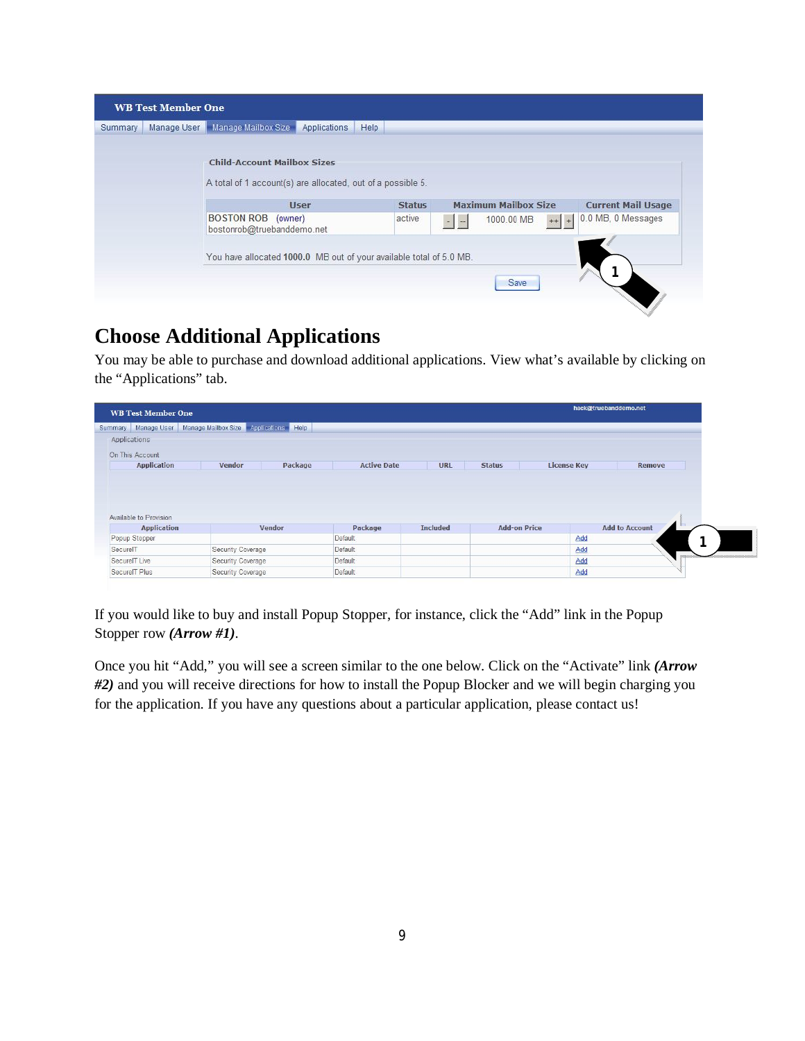WB Test Member One

Summary | Manage User | Manage Mailbox Size | Applications | Help

**Child-Account Mailbox Sizes**

A total of 1 account(s) are allocated, out of a possible 5.

| User | Status | Maximum Mailbox Size | Current Mail Usage |
|---|---|---|---|
| BOSTON ROB (owner) bostonrob@truebanddemo.net | active | - -- 1000.00 MB ++ + | 0.0 MB, 0 Messages |

You have allocated **1000.0** MB out of your available total of 5.0 MB.

Save

# Choose Additional Applications

You may be able to purchase and download additional applications. View what's available by clicking on the "Applications" tab.

WB Test Member One

Summary | Manage User | Manage Mailbox Size | Applications | Help

Applications

On This Account

| Application | Vendor | Package | Active Date | URL | Status | License Key | Remove |
|---|---|---|---|---|---|---|---|

Available to Provision

| Application | Vendor | Package | Included | Add-on Price | Add to Account |
|---|---|---|---|---|---|
| Popup Stopper | | Default | | | Add |
| SecureIT | Security Coverage | Default | | | Add |
| SecureIT Live | Security Coverage | Default | | | Add |
| SecureIT Plus | Security Coverage | Default | | | Add |

If you would like to buy and install Popup Stopper, for instance, click the "Add" link in the Popup Stopper row ***(Arrow #1)***.

Once you hit "Add," you will see a screen similar to the one below. Click on the "Activate" link ***(Arrow #2)*** and you will receive directions for how to install the Popup Blocker and we will begin charging you for the application. If you have any questions about a particular application, please contact us!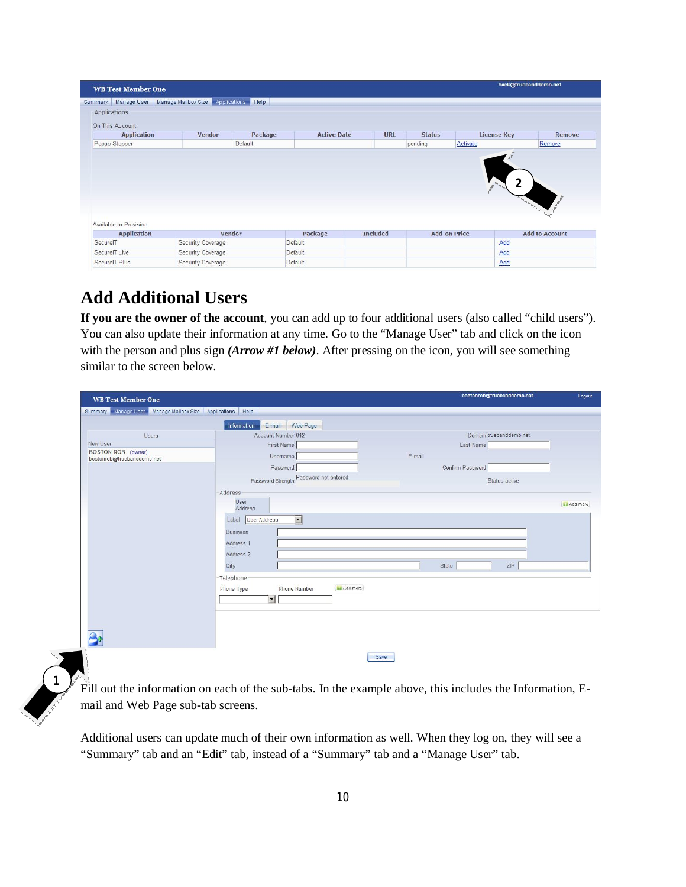## Add Additional Users

**If you are the owner of the account**, you can add up to four additional users (also called "child users"). You can also update their information at any time. Go to the "Manage User" tab and click on the icon with the person and plus sign ***(Arrow #1 below)***. After pressing on the icon, you will see something similar to the screen below.

Fill out the information on each of the sub-tabs. In the example above, this includes the Information, E-mail and Web Page sub-tab screens.

Additional users can update much of their own information as well. When they log on, they will see a "Summary" tab and an "Edit" tab, instead of a "Summary" tab and a "Manage User" tab.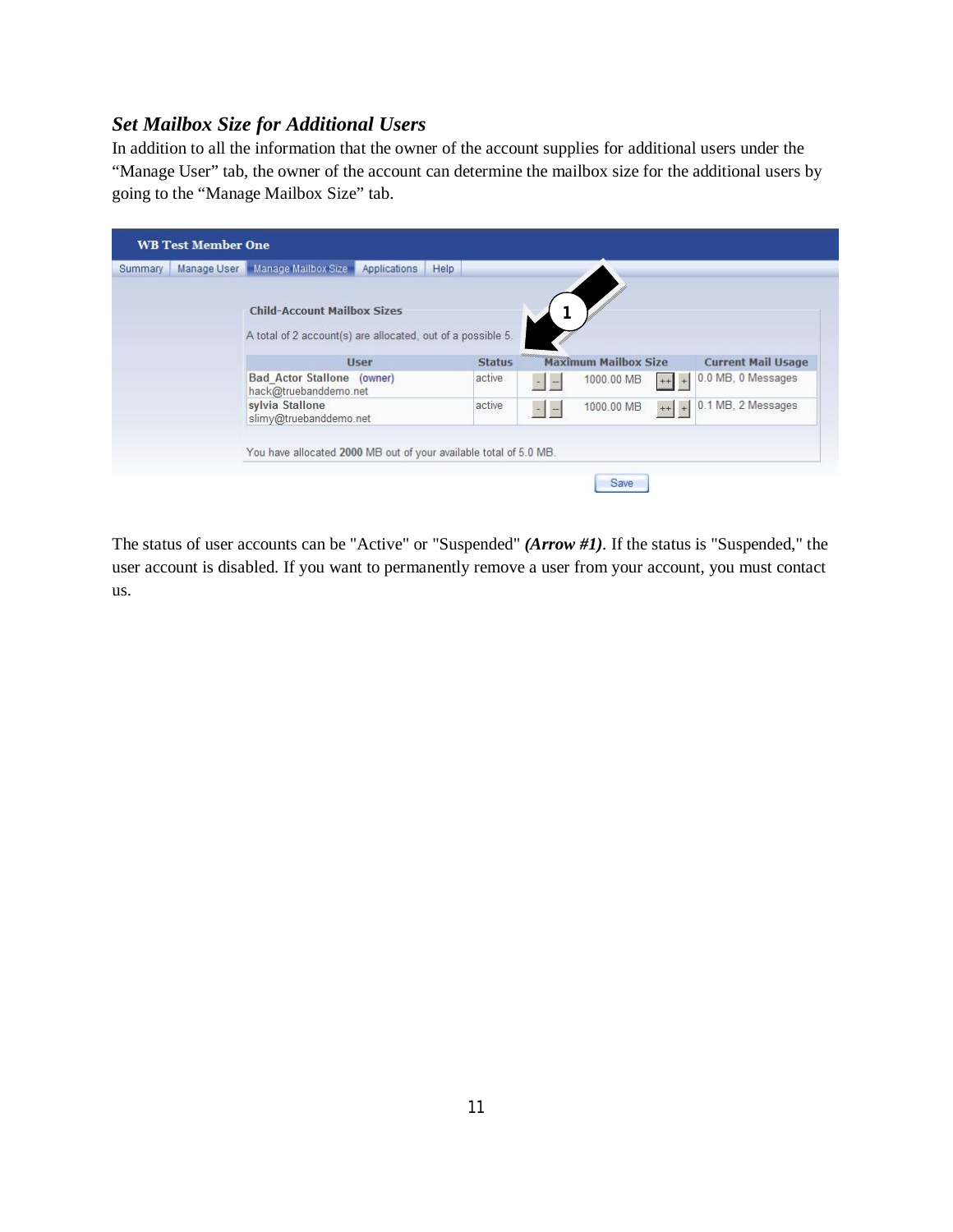### *Set Mailbox Size for Additional Users*

In addition to all the information that the owner of the account supplies for additional users under the "Manage User" tab, the owner of the account can determine the mailbox size for the additional users by going to the "Manage Mailbox Size" tab.

**WB Test Member One**

Summary | Manage User | Manage Mailbox Size | Applications | Help

**Child-Account Mailbox Sizes**

A total of 2 account(s) are allocated, out of a possible 5.

| User | Status | Maximum Mailbox Size | Current Mail Usage |
|---|---|---|---|
| Bad_Actor Stallone (owner) hack@truebanddemo.net | active | 1000.00 MB | 0.0 MB, 0 Messages |
| sylvia Stallone slimy@truebanddemo.net | active | 1000.00 MB | 0.1 MB, 2 Messages |

You have allocated **2000** MB out of your available total of 5.0 MB.

Save

The status of user accounts can be "Active" or "Suspended" ***(Arrow #1)***. If the status is "Suspended," the user account is disabled. If you want to permanently remove a user from your account, you must contact us.